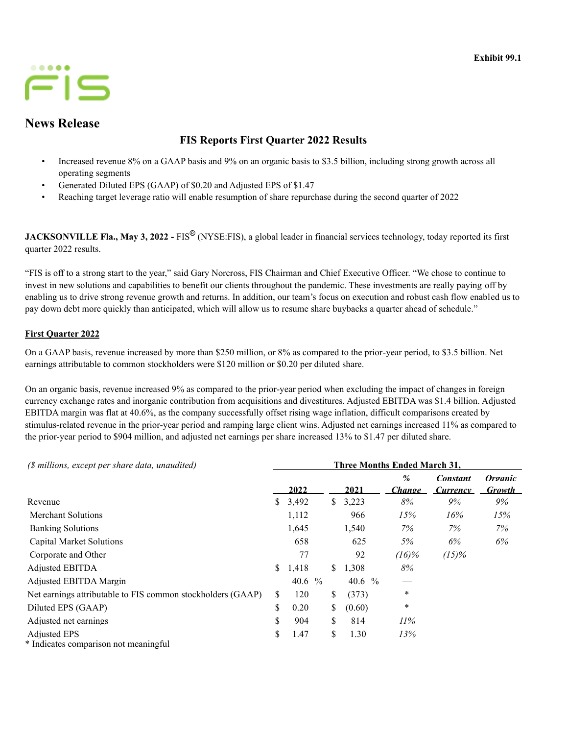Exhibit 99.1

FIS

## News Release

# FIS Reports First Quarter 2022 Results

- Increased revenue 8% on a GAAP basis and 9% on an organic basis to $3.5 billion, including strong growth across all operating segments
- Generated Diluted EPS (GAAP) of $0.20 and Adjusted EPS of $1.47
- Reaching target leverage ratio will enable resumption of share repurchase during the second quarter of 2022

**JACKSONVILLE Fla., May 3, 2022 -** FIS® (NYSE:FIS), a global leader in financial services technology, today reported its first quarter 2022 results.

"FIS is off to a strong start to the year," said Gary Norcross, FIS Chairman and Chief Executive Officer. "We chose to continue to invest in new solutions and capabilities to benefit our clients throughout the pandemic. These investments are really paying off by enabling us to drive strong revenue growth and returns. In addition, our team's focus on execution and robust cash flow enabled us to pay down debt more quickly than anticipated, which will allow us to resume share buybacks a quarter ahead of schedule."

**First Quarter 2022**

On a GAAP basis, revenue increased by more than $250 million, or 8% as compared to the prior-year period, to $3.5 billion. Net earnings attributable to common stockholders were $120 million or $0.20 per diluted share.

On an organic basis, revenue increased 9% as compared to the prior-year period when excluding the impact of changes in foreign currency exchange rates and inorganic contribution from acquisitions and divestitures. Adjusted EBITDA was $1.4 billion. Adjusted EBITDA margin was flat at 40.6%, as the company successfully offset rising wage inflation, difficult comparisons created by stimulus-related revenue in the prior-year period and ramping large client wins. Adjusted net earnings increased 11% as compared to the prior-year period to $904 million, and adjusted net earnings per share increased 13% to $1.47 per diluted share.

| *($ millions, except per share data, unaudited)* | Three Months Ended March 31, | | | | |
|---|---|---|---|---|---|
| | 2022 | 2021 | *% Change* | *Constant Currency* | *Organic Growth* |
| Revenue | $ 3,492 | $ 3,223 | *8%* | *9%* | *9%* |
| Merchant Solutions | 1,112 | 966 | *15%* | *16%* | *15%* |
| Banking Solutions | 1,645 | 1,540 | *7%* | *7%* | *7%* |
| Capital Market Solutions | 658 | 625 | *5%* | *6%* | *6%* |
| Corporate and Other | 77 | 92 | *(16)%* | *(15)%* | |
| Adjusted EBITDA | $ 1,418 | $ 1,308 | *8%* | | |
| Adjusted EBITDA Margin | 40.6 % | 40.6 % | — | | |
| Net earnings attributable to FIS common stockholders (GAAP) | $ 120 | $ (373) | * | | |
| Diluted EPS (GAAP) | $ 0.20 | $ (0.60) | * | | |
| Adjusted net earnings | $ 904 | $ 814 | *11%* | | |
| Adjusted EPS | $ 1.47 | $ 1.30 | *13%* | | |

* Indicates comparison not meaningful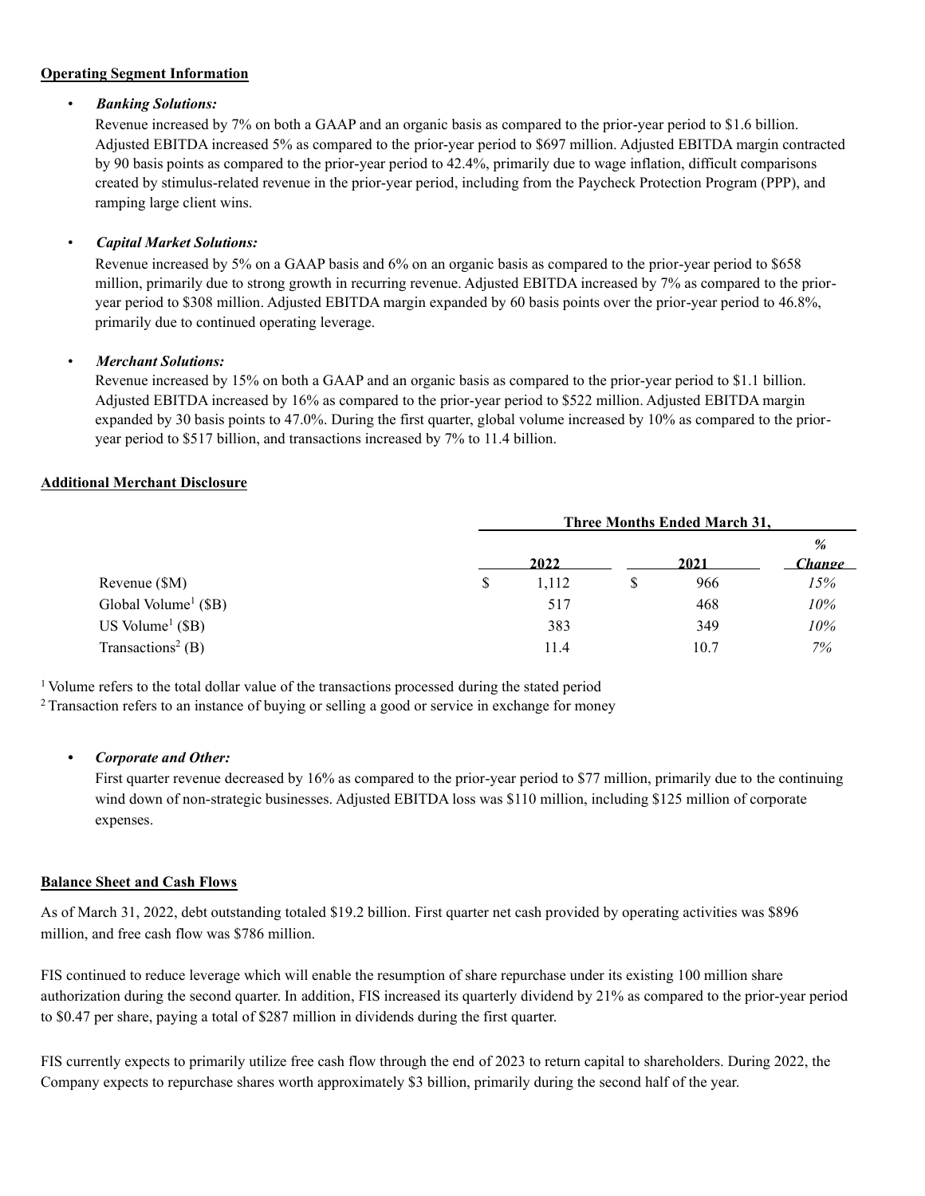## Operating Segment Information

- ***Banking Solutions:***
  Revenue increased by 7% on both a GAAP and an organic basis as compared to the prior-year period to $1.6 billion. Adjusted EBITDA increased 5% as compared to the prior-year period to $697 million. Adjusted EBITDA margin contracted by 90 basis points as compared to the prior-year period to 42.4%, primarily due to wage inflation, difficult comparisons created by stimulus-related revenue in the prior-year period, including from the Paycheck Protection Program (PPP), and ramping large client wins.

- ***Capital Market Solutions:***
  Revenue increased by 5% on a GAAP basis and 6% on an organic basis as compared to the prior-year period to $658 million, primarily due to strong growth in recurring revenue. Adjusted EBITDA increased by 7% as compared to the prior-year period to $308 million. Adjusted EBITDA margin expanded by 60 basis points over the prior-year period to 46.8%, primarily due to continued operating leverage.

- ***Merchant Solutions:***
  Revenue increased by 15% on both a GAAP and an organic basis as compared to the prior-year period to $1.1 billion. Adjusted EBITDA increased by 16% as compared to the prior-year period to $522 million. Adjusted EBITDA margin expanded by 30 basis points to 47.0%. During the first quarter, global volume increased by 10% as compared to the prior-year period to $517 billion, and transactions increased by 7% to 11.4 billion.

## Additional Merchant Disclosure

| | Three Months Ended March 31, | | |
|---|---|---|---|
| | **2022** | **2021** | ***% Change*** |
| Revenue ($M) | $ 1,112 | $ 966 | *15%* |
| Global Volume[1] ($B) | 517 | 468 | *10%* |
| US Volume[1] ($B) | 383 | 349 | *10%* |
| Transactions[2] (B) | 11.4 | 10.7 | *7%* |

[1] Volume refers to the total dollar value of the transactions processed during the stated period
[2] Transaction refers to an instance of buying or selling a good or service in exchange for money

- ***Corporate and Other:***
  First quarter revenue decreased by 16% as compared to the prior-year period to $77 million, primarily due to the continuing wind down of non-strategic businesses. Adjusted EBITDA loss was $110 million, including $125 million of corporate expenses.

## Balance Sheet and Cash Flows

As of March 31, 2022, debt outstanding totaled $19.2 billion. First quarter net cash provided by operating activities was $896 million, and free cash flow was $786 million.

FIS continued to reduce leverage which will enable the resumption of share repurchase under its existing 100 million share authorization during the second quarter. In addition, FIS increased its quarterly dividend by 21% as compared to the prior-year period to $0.47 per share, paying a total of $287 million in dividends during the first quarter.

FIS currently expects to primarily utilize free cash flow through the end of 2023 to return capital to shareholders. During 2022, the Company expects to repurchase shares worth approximately $3 billion, primarily during the second half of the year.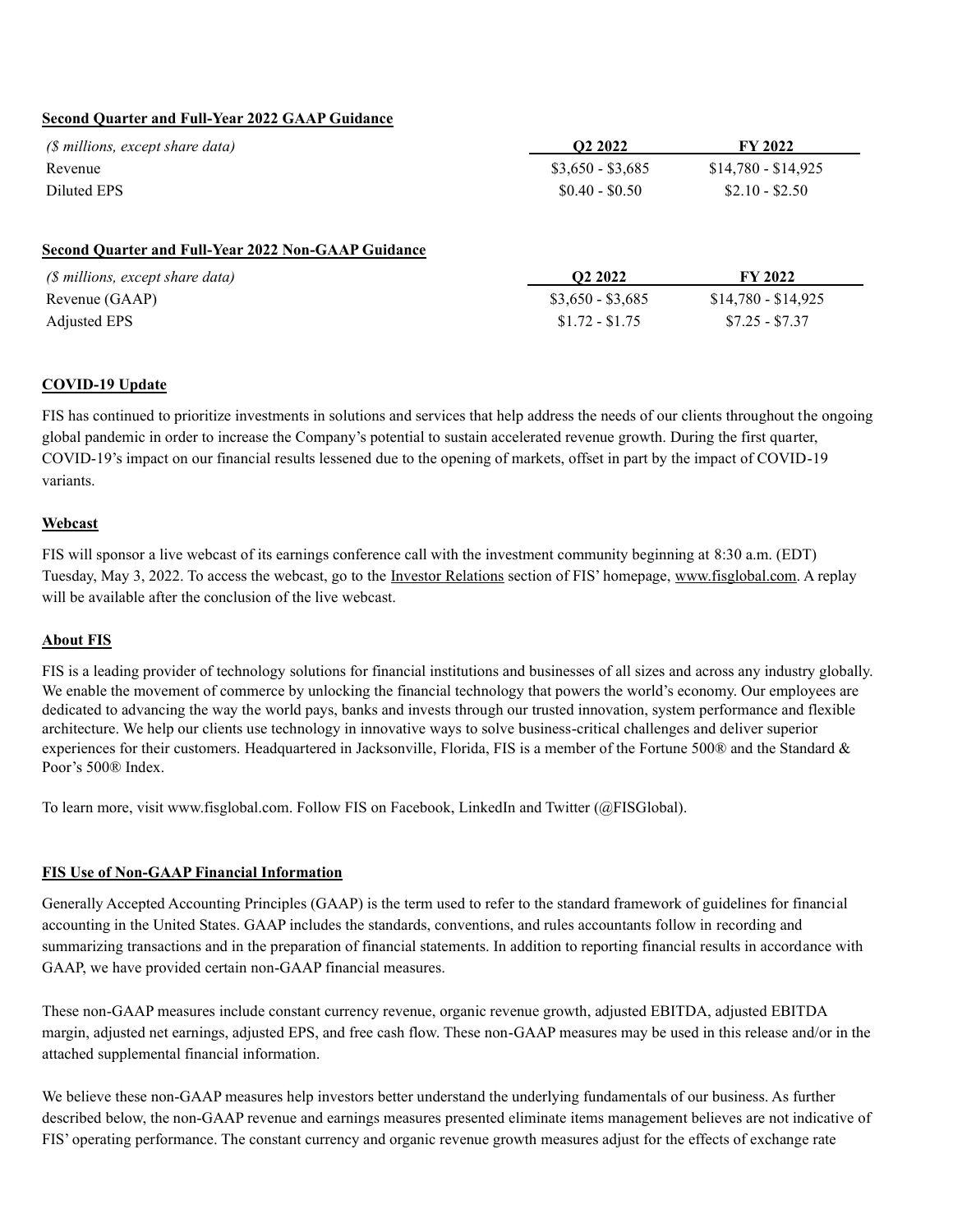**Second Quarter and Full-Year 2022 GAAP Guidance**

| *($ millions, except share data)* | Q2 2022 | FY 2022 |
|---|---|---|
| Revenue | $3,650 - $3,685 | $14,780 - $14,925 |
| Diluted EPS | $0.40 - $0.50 | $2.10 - $2.50 |

**Second Quarter and Full-Year 2022 Non-GAAP Guidance**

| *($ millions, except share data)* | Q2 2022 | FY 2022 |
|---|---|---|
| Revenue (GAAP) | $3,650 - $3,685 | $14,780 - $14,925 |
| Adjusted EPS | $1.72 - $1.75 | $7.25 - $7.37 |

**COVID-19 Update**

FIS has continued to prioritize investments in solutions and services that help address the needs of our clients throughout the ongoing global pandemic in order to increase the Company's potential to sustain accelerated revenue growth. During the first quarter, COVID-19's impact on our financial results lessened due to the opening of markets, offset in part by the impact of COVID-19 variants.

**Webcast**

FIS will sponsor a live webcast of its earnings conference call with the investment community beginning at 8:30 a.m. (EDT) Tuesday, May 3, 2022. To access the webcast, go to the Investor Relations section of FIS' homepage, www.fisglobal.com. A replay will be available after the conclusion of the live webcast.

**About FIS**

FIS is a leading provider of technology solutions for financial institutions and businesses of all sizes and across any industry globally. We enable the movement of commerce by unlocking the financial technology that powers the world's economy. Our employees are dedicated to advancing the way the world pays, banks and invests through our trusted innovation, system performance and flexible architecture. We help our clients use technology in innovative ways to solve business-critical challenges and deliver superior experiences for their customers. Headquartered in Jacksonville, Florida, FIS is a member of the Fortune 500® and the Standard & Poor's 500® Index.

To learn more, visit www.fisglobal.com. Follow FIS on Facebook, LinkedIn and Twitter (@FISGlobal).

**FIS Use of Non-GAAP Financial Information**

Generally Accepted Accounting Principles (GAAP) is the term used to refer to the standard framework of guidelines for financial accounting in the United States. GAAP includes the standards, conventions, and rules accountants follow in recording and summarizing transactions and in the preparation of financial statements. In addition to reporting financial results in accordance with GAAP, we have provided certain non-GAAP financial measures.

These non-GAAP measures include constant currency revenue, organic revenue growth, adjusted EBITDA, adjusted EBITDA margin, adjusted net earnings, adjusted EPS, and free cash flow. These non-GAAP measures may be used in this release and/or in the attached supplemental financial information.

We believe these non-GAAP measures help investors better understand the underlying fundamentals of our business. As further described below, the non-GAAP revenue and earnings measures presented eliminate items management believes are not indicative of FIS' operating performance. The constant currency and organic revenue growth measures adjust for the effects of exchange rate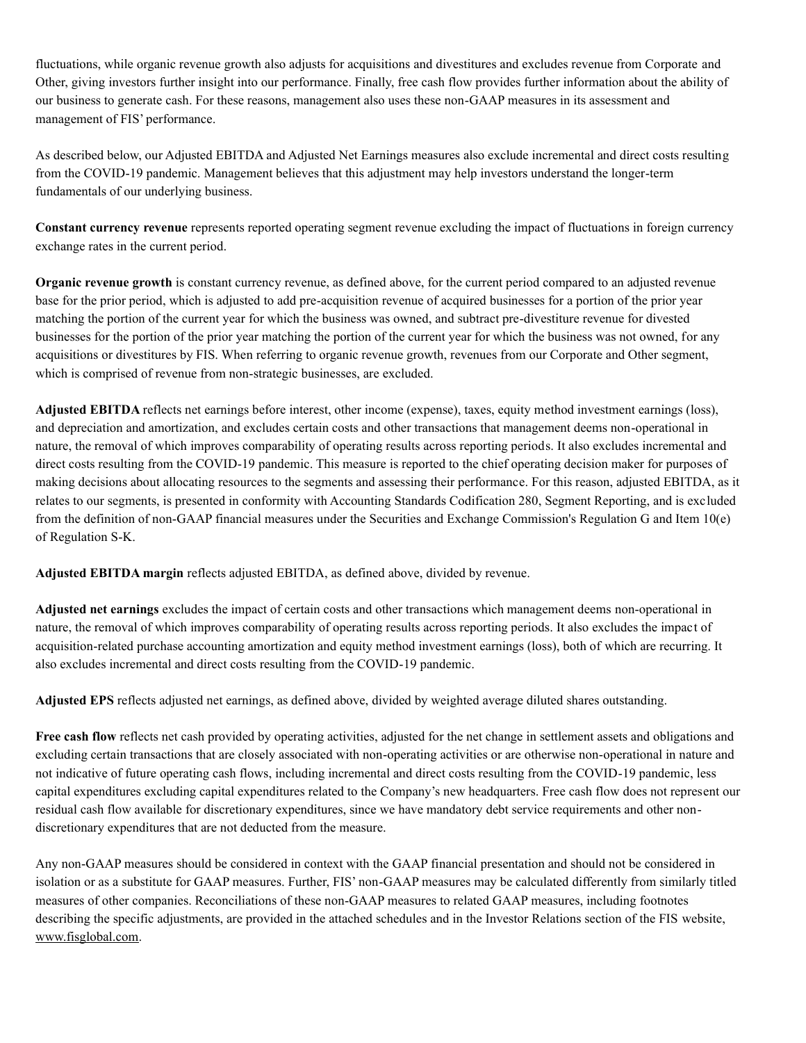fluctuations, while organic revenue growth also adjusts for acquisitions and divestitures and excludes revenue from Corporate and Other, giving investors further insight into our performance. Finally, free cash flow provides further information about the ability of our business to generate cash. For these reasons, management also uses these non-GAAP measures in its assessment and management of FIS' performance.

As described below, our Adjusted EBITDA and Adjusted Net Earnings measures also exclude incremental and direct costs resulting from the COVID-19 pandemic. Management believes that this adjustment may help investors understand the longer-term fundamentals of our underlying business.

**Constant currency revenue** represents reported operating segment revenue excluding the impact of fluctuations in foreign currency exchange rates in the current period.

**Organic revenue growth** is constant currency revenue, as defined above, for the current period compared to an adjusted revenue base for the prior period, which is adjusted to add pre-acquisition revenue of acquired businesses for a portion of the prior year matching the portion of the current year for which the business was owned, and subtract pre-divestiture revenue for divested businesses for the portion of the prior year matching the portion of the current year for which the business was not owned, for any acquisitions or divestitures by FIS. When referring to organic revenue growth, revenues from our Corporate and Other segment, which is comprised of revenue from non-strategic businesses, are excluded.

**Adjusted EBITDA** reflects net earnings before interest, other income (expense), taxes, equity method investment earnings (loss), and depreciation and amortization, and excludes certain costs and other transactions that management deems non-operational in nature, the removal of which improves comparability of operating results across reporting periods. It also excludes incremental and direct costs resulting from the COVID-19 pandemic. This measure is reported to the chief operating decision maker for purposes of making decisions about allocating resources to the segments and assessing their performance. For this reason, adjusted EBITDA, as it relates to our segments, is presented in conformity with Accounting Standards Codification 280, Segment Reporting, and is excluded from the definition of non-GAAP financial measures under the Securities and Exchange Commission's Regulation G and Item 10(e) of Regulation S-K.

**Adjusted EBITDA margin** reflects adjusted EBITDA, as defined above, divided by revenue.

**Adjusted net earnings** excludes the impact of certain costs and other transactions which management deems non-operational in nature, the removal of which improves comparability of operating results across reporting periods. It also excludes the impact of acquisition-related purchase accounting amortization and equity method investment earnings (loss), both of which are recurring. It also excludes incremental and direct costs resulting from the COVID-19 pandemic.

**Adjusted EPS** reflects adjusted net earnings, as defined above, divided by weighted average diluted shares outstanding.

**Free cash flow** reflects net cash provided by operating activities, adjusted for the net change in settlement assets and obligations and excluding certain transactions that are closely associated with non-operating activities or are otherwise non-operational in nature and not indicative of future operating cash flows, including incremental and direct costs resulting from the COVID-19 pandemic, less capital expenditures excluding capital expenditures related to the Company's new headquarters. Free cash flow does not represent our residual cash flow available for discretionary expenditures, since we have mandatory debt service requirements and other non-discretionary expenditures that are not deducted from the measure.

Any non-GAAP measures should be considered in context with the GAAP financial presentation and should not be considered in isolation or as a substitute for GAAP measures. Further, FIS' non-GAAP measures may be calculated differently from similarly titled measures of other companies. Reconciliations of these non-GAAP measures to related GAAP measures, including footnotes describing the specific adjustments, are provided in the attached schedules and in the Investor Relations section of the FIS website, www.fisglobal.com.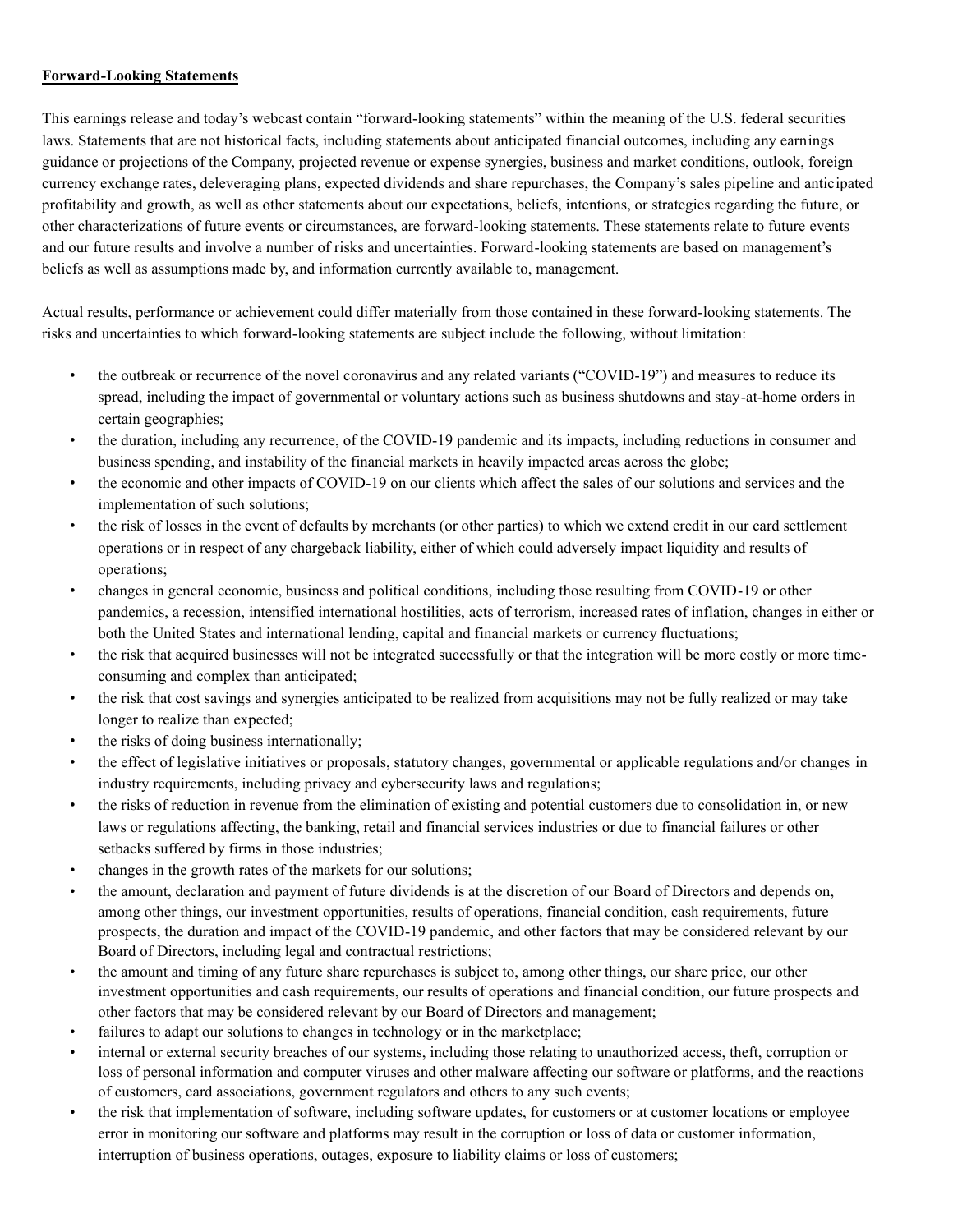**Forward-Looking Statements**

This earnings release and today's webcast contain "forward-looking statements" within the meaning of the U.S. federal securities laws. Statements that are not historical facts, including statements about anticipated financial outcomes, including any earnings guidance or projections of the Company, projected revenue or expense synergies, business and market conditions, outlook, foreign currency exchange rates, deleveraging plans, expected dividends and share repurchases, the Company's sales pipeline and anticipated profitability and growth, as well as other statements about our expectations, beliefs, intentions, or strategies regarding the future, or other characterizations of future events or circumstances, are forward-looking statements. These statements relate to future events and our future results and involve a number of risks and uncertainties. Forward-looking statements are based on management's beliefs as well as assumptions made by, and information currently available to, management.

Actual results, performance or achievement could differ materially from those contained in these forward-looking statements. The risks and uncertainties to which forward-looking statements are subject include the following, without limitation:

- the outbreak or recurrence of the novel coronavirus and any related variants ("COVID-19") and measures to reduce its spread, including the impact of governmental or voluntary actions such as business shutdowns and stay-at-home orders in certain geographies;
- the duration, including any recurrence, of the COVID-19 pandemic and its impacts, including reductions in consumer and business spending, and instability of the financial markets in heavily impacted areas across the globe;
- the economic and other impacts of COVID-19 on our clients which affect the sales of our solutions and services and the implementation of such solutions;
- the risk of losses in the event of defaults by merchants (or other parties) to which we extend credit in our card settlement operations or in respect of any chargeback liability, either of which could adversely impact liquidity and results of operations;
- changes in general economic, business and political conditions, including those resulting from COVID-19 or other pandemics, a recession, intensified international hostilities, acts of terrorism, increased rates of inflation, changes in either or both the United States and international lending, capital and financial markets or currency fluctuations;
- the risk that acquired businesses will not be integrated successfully or that the integration will be more costly or more time-consuming and complex than anticipated;
- the risk that cost savings and synergies anticipated to be realized from acquisitions may not be fully realized or may take longer to realize than expected;
- the risks of doing business internationally;
- the effect of legislative initiatives or proposals, statutory changes, governmental or applicable regulations and/or changes in industry requirements, including privacy and cybersecurity laws and regulations;
- the risks of reduction in revenue from the elimination of existing and potential customers due to consolidation in, or new laws or regulations affecting, the banking, retail and financial services industries or due to financial failures or other setbacks suffered by firms in those industries;
- changes in the growth rates of the markets for our solutions;
- the amount, declaration and payment of future dividends is at the discretion of our Board of Directors and depends on, among other things, our investment opportunities, results of operations, financial condition, cash requirements, future prospects, the duration and impact of the COVID-19 pandemic, and other factors that may be considered relevant by our Board of Directors, including legal and contractual restrictions;
- the amount and timing of any future share repurchases is subject to, among other things, our share price, our other investment opportunities and cash requirements, our results of operations and financial condition, our future prospects and other factors that may be considered relevant by our Board of Directors and management;
- failures to adapt our solutions to changes in technology or in the marketplace;
- internal or external security breaches of our systems, including those relating to unauthorized access, theft, corruption or loss of personal information and computer viruses and other malware affecting our software or platforms, and the reactions of customers, card associations, government regulators and others to any such events;
- the risk that implementation of software, including software updates, for customers or at customer locations or employee error in monitoring our software and platforms may result in the corruption or loss of data or customer information, interruption of business operations, outages, exposure to liability claims or loss of customers;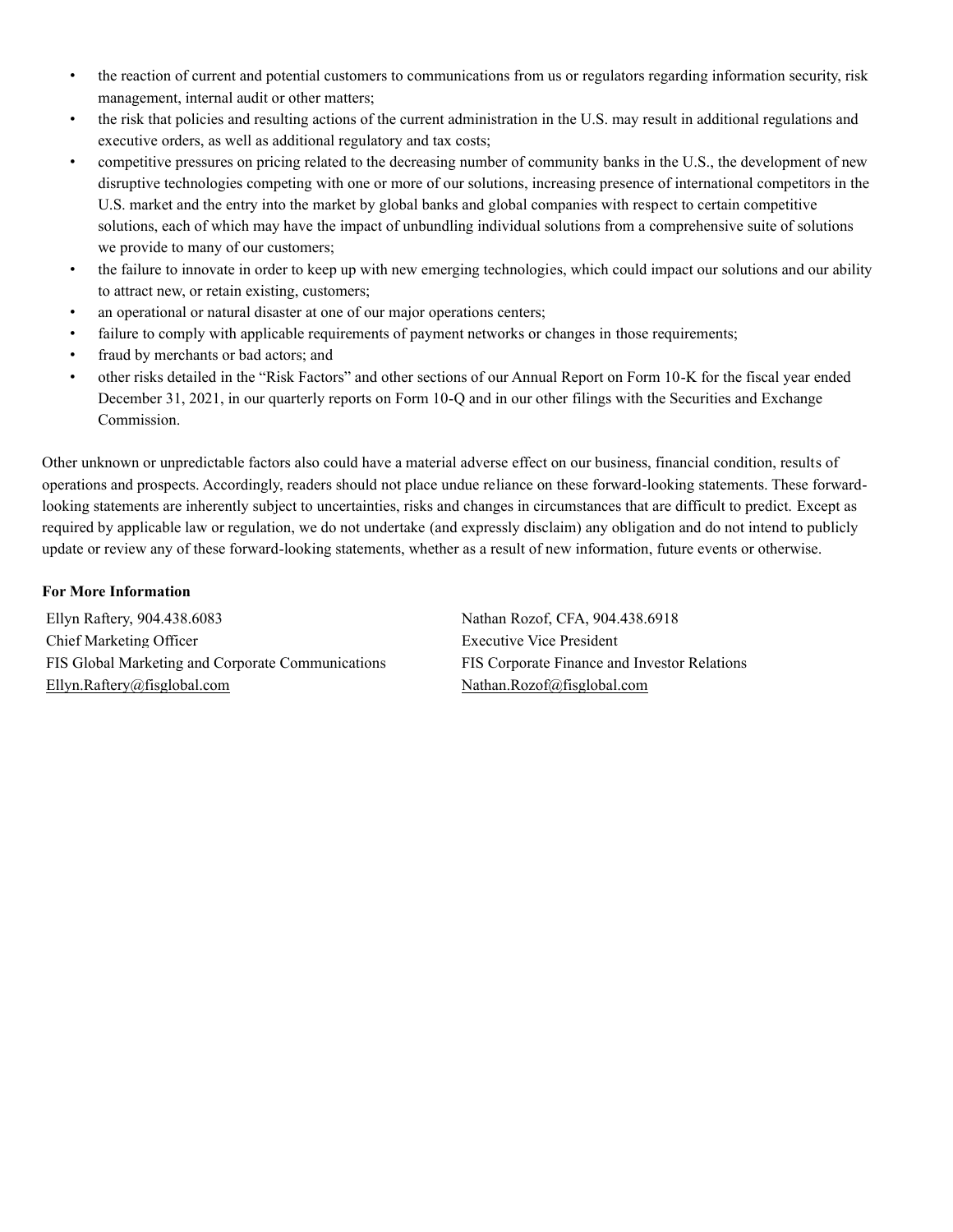- the reaction of current and potential customers to communications from us or regulators regarding information security, risk management, internal audit or other matters;
- the risk that policies and resulting actions of the current administration in the U.S. may result in additional regulations and executive orders, as well as additional regulatory and tax costs;
- competitive pressures on pricing related to the decreasing number of community banks in the U.S., the development of new disruptive technologies competing with one or more of our solutions, increasing presence of international competitors in the U.S. market and the entry into the market by global banks and global companies with respect to certain competitive solutions, each of which may have the impact of unbundling individual solutions from a comprehensive suite of solutions we provide to many of our customers;
- the failure to innovate in order to keep up with new emerging technologies, which could impact our solutions and our ability to attract new, or retain existing, customers;
- an operational or natural disaster at one of our major operations centers;
- failure to comply with applicable requirements of payment networks or changes in those requirements;
- fraud by merchants or bad actors; and
- other risks detailed in the "Risk Factors" and other sections of our Annual Report on Form 10-K for the fiscal year ended December 31, 2021, in our quarterly reports on Form 10-Q and in our other filings with the Securities and Exchange Commission.

Other unknown or unpredictable factors also could have a material adverse effect on our business, financial condition, results of operations and prospects. Accordingly, readers should not place undue reliance on these forward-looking statements. These forward-looking statements are inherently subject to uncertainties, risks and changes in circumstances that are difficult to predict. Except as required by applicable law or regulation, we do not undertake (and expressly disclaim) any obligation and do not intend to publicly update or review any of these forward-looking statements, whether as a result of new information, future events or otherwise.

**For More Information**

Ellyn Raftery, 904.438.6083
Chief Marketing Officer
FIS Global Marketing and Corporate Communications
Ellyn.Raftery@fisglobal.com

Nathan Rozof, CFA, 904.438.6918
Executive Vice President
FIS Corporate Finance and Investor Relations
Nathan.Rozof@fisglobal.com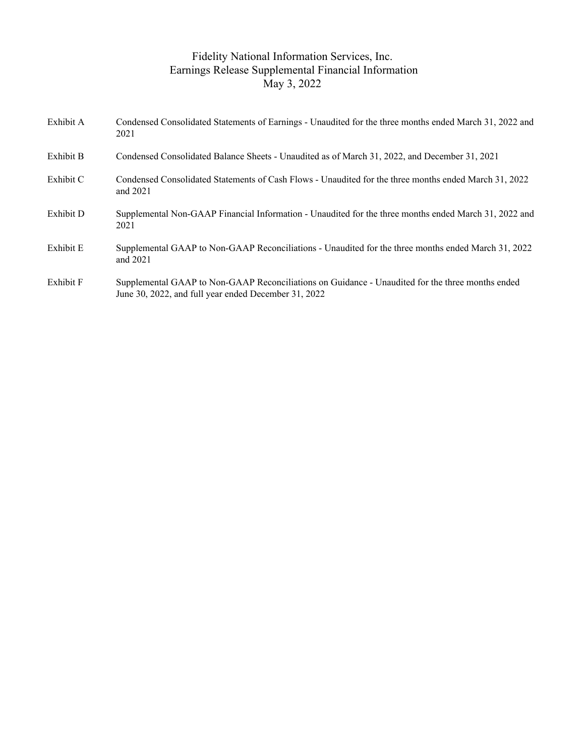# Fidelity National Information Services, Inc.
## Earnings Release Supplemental Financial Information
### May 3, 2022

| | |
|---|---|
| Exhibit A | Condensed Consolidated Statements of Earnings - Unaudited for the three months ended March 31, 2022 and 2021 |
| Exhibit B | Condensed Consolidated Balance Sheets - Unaudited as of March 31, 2022, and December 31, 2021 |
| Exhibit C | Condensed Consolidated Statements of Cash Flows - Unaudited for the three months ended March 31, 2022 and 2021 |
| Exhibit D | Supplemental Non-GAAP Financial Information - Unaudited for the three months ended March 31, 2022 and 2021 |
| Exhibit E | Supplemental GAAP to Non-GAAP Reconciliations - Unaudited for the three months ended March 31, 2022 and 2021 |
| Exhibit F | Supplemental GAAP to Non-GAAP Reconciliations on Guidance - Unaudited for the three months ended June 30, 2022, and full year ended December 31, 2022 |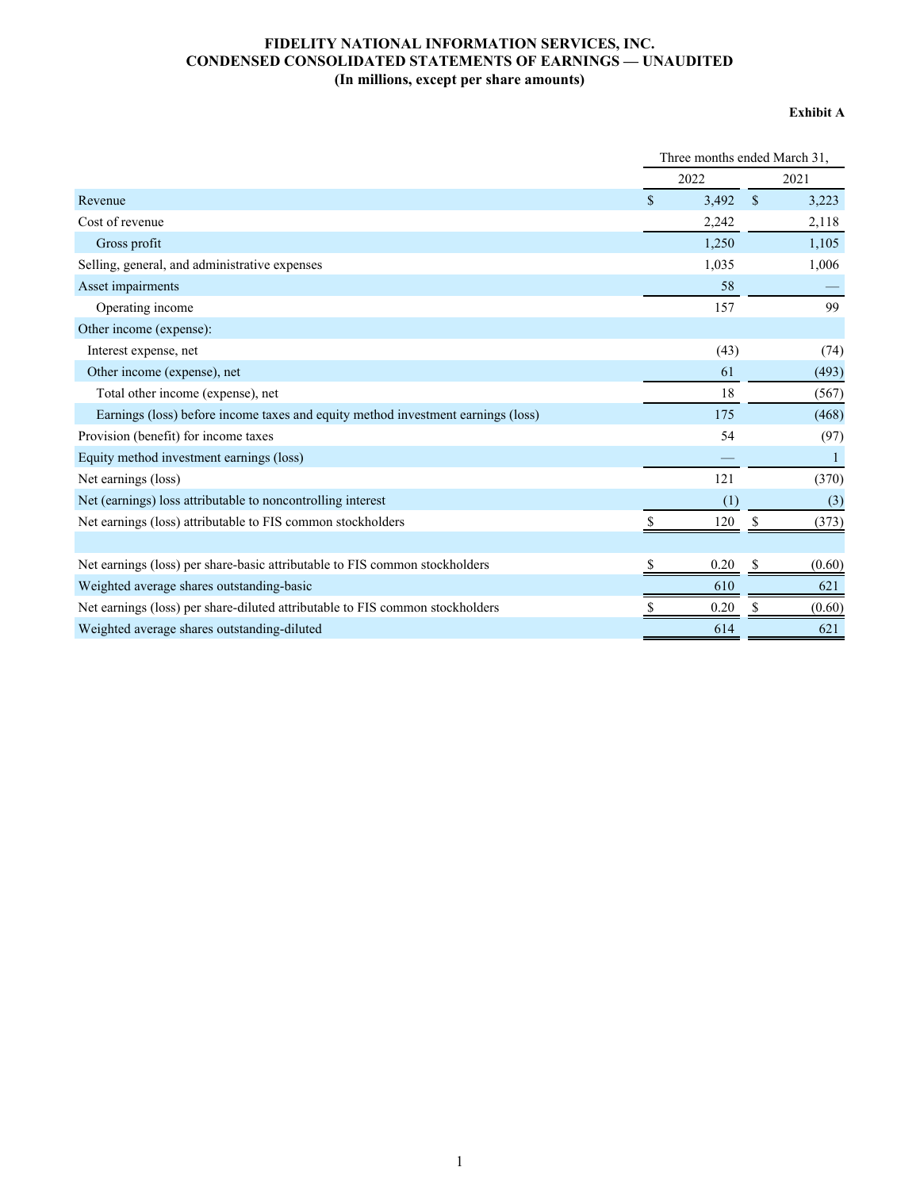# FIDELITY NATIONAL INFORMATION SERVICES, INC.
## CONDENSED CONSOLIDATED STATEMENTS OF EARNINGS — UNAUDITED
### (In millions, except per share amounts)

**Exhibit A**

| | Three months ended March 31, | |
|---|---|---|
| | 2022 | 2021 |
| Revenue | $ 3,492 | $ 3,223 |
| Cost of revenue | 2,242 | 2,118 |
| Gross profit | 1,250 | 1,105 |
| Selling, general, and administrative expenses | 1,035 | 1,006 |
| Asset impairments | 58 | — |
| Operating income | 157 | 99 |
| Other income (expense): | | |
| Interest expense, net | (43) | (74) |
| Other income (expense), net | 61 | (493) |
| Total other income (expense), net | 18 | (567) |
| Earnings (loss) before income taxes and equity method investment earnings (loss) | 175 | (468) |
| Provision (benefit) for income taxes | 54 | (97) |
| Equity method investment earnings (loss) | — | 1 |
| Net earnings (loss) | 121 | (370) |
| Net (earnings) loss attributable to noncontrolling interest | (1) | (3) |
| Net earnings (loss) attributable to FIS common stockholders | $ 120 | $ (373) |
| | | |
| Net earnings (loss) per share-basic attributable to FIS common stockholders | $ 0.20 | $ (0.60) |
| Weighted average shares outstanding-basic | 610 | 621 |
| Net earnings (loss) per share-diluted attributable to FIS common stockholders | $ 0.20 | $ (0.60) |
| Weighted average shares outstanding-diluted | 614 | 621 |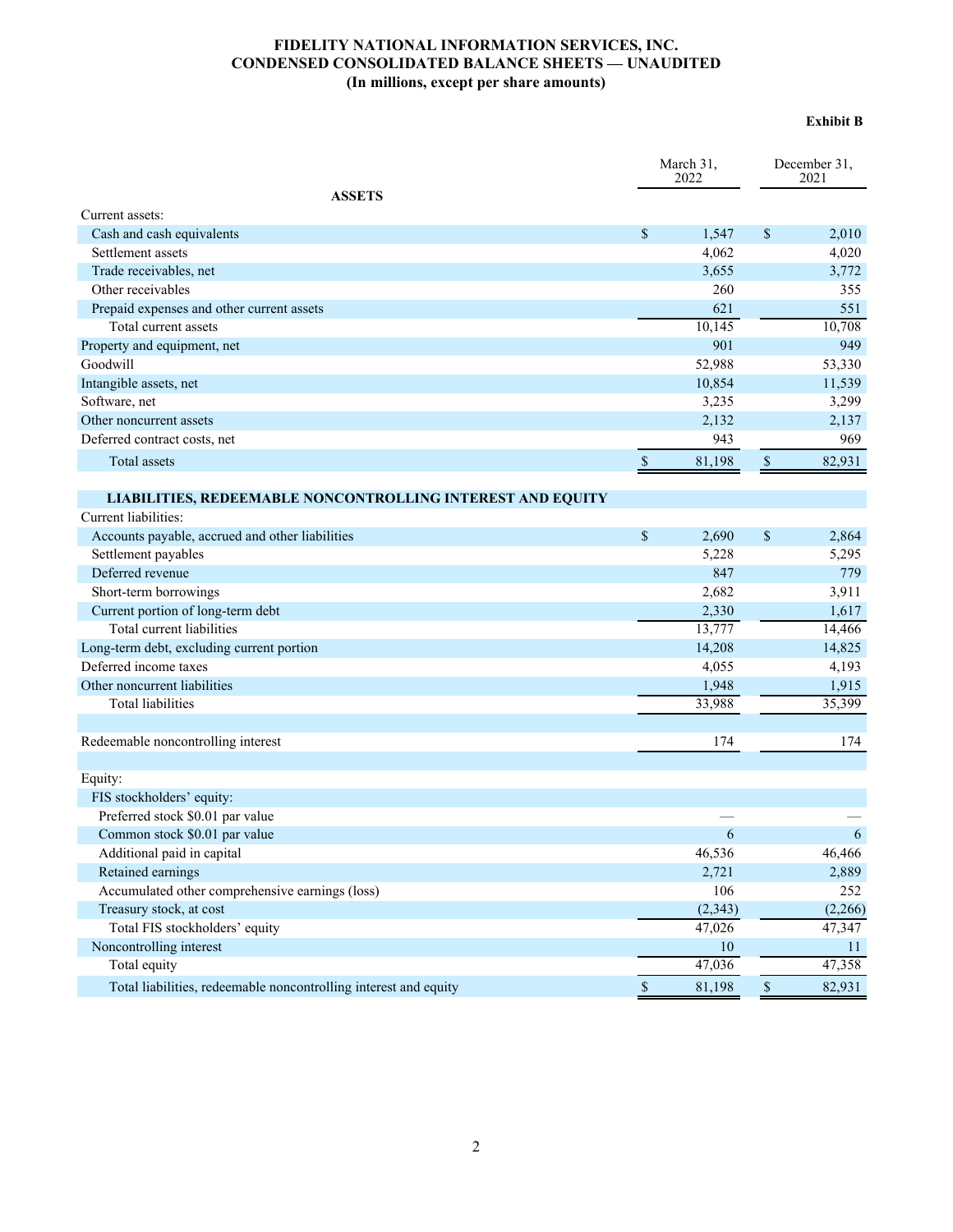**FIDELITY NATIONAL INFORMATION SERVICES, INC.**
**CONDENSED CONSOLIDATED BALANCE SHEETS — UNAUDITED**
**(In millions, except per share amounts)**

**Exhibit B**

| | March 31, 2022 | December 31, 2021 |
|---|---|---|
| **ASSETS** | | |
| Current assets: | | |
| Cash and cash equivalents | $ 1,547 | $ 2,010 |
| Settlement assets | 4,062 | 4,020 |
| Trade receivables, net | 3,655 | 3,772 |
| Other receivables | 260 | 355 |
| Prepaid expenses and other current assets | 621 | 551 |
| Total current assets | 10,145 | 10,708 |
| Property and equipment, net | 901 | 949 |
| Goodwill | 52,988 | 53,330 |
| Intangible assets, net | 10,854 | 11,539 |
| Software, net | 3,235 | 3,299 |
| Other noncurrent assets | 2,132 | 2,137 |
| Deferred contract costs, net | 943 | 969 |
| Total assets | $ 81,198 | $ 82,931 |
| **LIABILITIES, REDEEMABLE NONCONTROLLING INTEREST AND EQUITY** | | |
| Current liabilities: | | |
| Accounts payable, accrued and other liabilities | $ 2,690 | $ 2,864 |
| Settlement payables | 5,228 | 5,295 |
| Deferred revenue | 847 | 779 |
| Short-term borrowings | 2,682 | 3,911 |
| Current portion of long-term debt | 2,330 | 1,617 |
| Total current liabilities | 13,777 | 14,466 |
| Long-term debt, excluding current portion | 14,208 | 14,825 |
| Deferred income taxes | 4,055 | 4,193 |
| Other noncurrent liabilities | 1,948 | 1,915 |
| Total liabilities | 33,988 | 35,399 |
| | | |
| Redeemable noncontrolling interest | 174 | 174 |
| | | |
| Equity: | | |
| FIS stockholders' equity: | | |
| Preferred stock $0.01 par value | — | — |
| Common stock $0.01 par value | 6 | 6 |
| Additional paid in capital | 46,536 | 46,466 |
| Retained earnings | 2,721 | 2,889 |
| Accumulated other comprehensive earnings (loss) | 106 | 252 |
| Treasury stock, at cost | (2,343) | (2,266) |
| Total FIS stockholders' equity | 47,026 | 47,347 |
| Noncontrolling interest | 10 | 11 |
| Total equity | 47,036 | 47,358 |
| Total liabilities, redeemable noncontrolling interest and equity | $ 81,198 | $ 82,931 |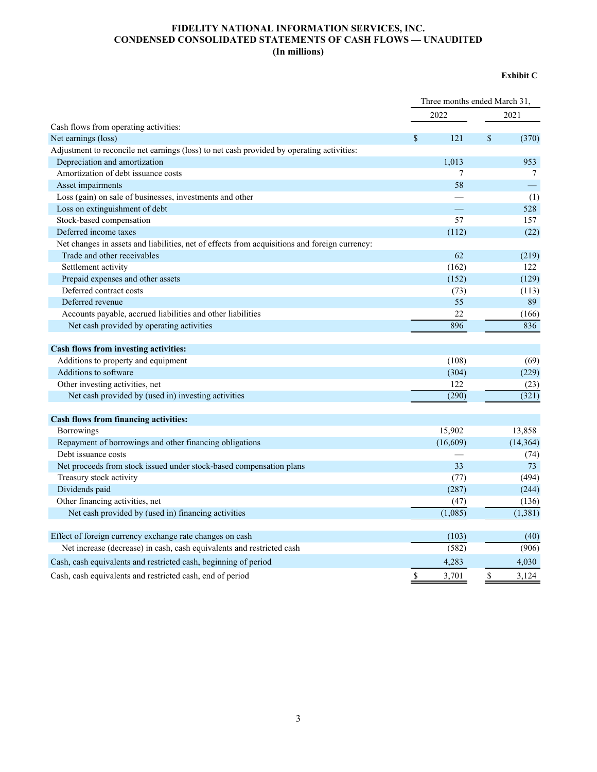# FIDELITY NATIONAL INFORMATION SERVICES, INC.
# CONDENSED CONSOLIDATED STATEMENTS OF CASH FLOWS — UNAUDITED
## (In millions)

**Exhibit C**

| | Three months ended March 31, | |
|---|---|---|
| | 2022 | 2021 |
| Cash flows from operating activities: | | |
| Net earnings (loss) | $ 121 | $ (370) |
| Adjustment to reconcile net earnings (loss) to net cash provided by operating activities: | | |
| Depreciation and amortization | 1,013 | 953 |
| Amortization of debt issuance costs | 7 | 7 |
| Asset impairments | 58 | — |
| Loss (gain) on sale of businesses, investments and other | — | (1) |
| Loss on extinguishment of debt | — | 528 |
| Stock-based compensation | 57 | 157 |
| Deferred income taxes | (112) | (22) |
| Net changes in assets and liabilities, net of effects from acquisitions and foreign currency: | | |
| Trade and other receivables | 62 | (219) |
| Settlement activity | (162) | 122 |
| Prepaid expenses and other assets | (152) | (129) |
| Deferred contract costs | (73) | (113) |
| Deferred revenue | 55 | 89 |
| Accounts payable, accrued liabilities and other liabilities | 22 | (166) |
| Net cash provided by operating activities | 896 | 836 |
| | | |
| **Cash flows from investing activities:** | | |
| Additions to property and equipment | (108) | (69) |
| Additions to software | (304) | (229) |
| Other investing activities, net | 122 | (23) |
| Net cash provided by (used in) investing activities | (290) | (321) |
| | | |
| **Cash flows from financing activities:** | | |
| Borrowings | 15,902 | 13,858 |
| Repayment of borrowings and other financing obligations | (16,609) | (14,364) |
| Debt issuance costs | — | (74) |
| Net proceeds from stock issued under stock-based compensation plans | 33 | 73 |
| Treasury stock activity | (77) | (494) |
| Dividends paid | (287) | (244) |
| Other financing activities, net | (47) | (136) |
| Net cash provided by (used in) financing activities | (1,085) | (1,381) |
| | | |
| Effect of foreign currency exchange rate changes on cash | (103) | (40) |
| Net increase (decrease) in cash, cash equivalents and restricted cash | (582) | (906) |
| Cash, cash equivalents and restricted cash, beginning of period | 4,283 | 4,030 |
| Cash, cash equivalents and restricted cash, end of period | $ 3,701 | $ 3,124 |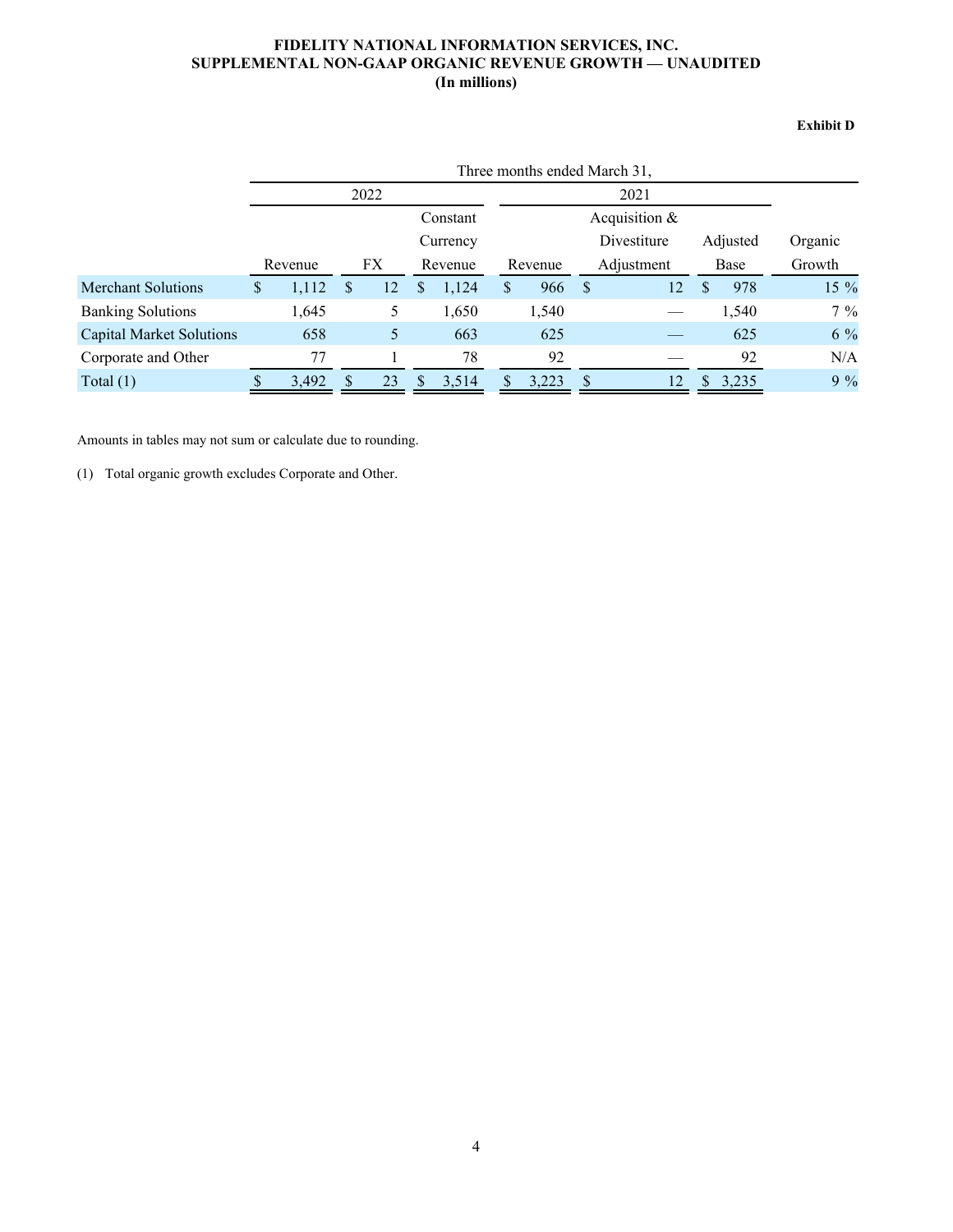# FIDELITY NATIONAL INFORMATION SERVICES, INC.
## SUPPLEMENTAL NON-GAAP ORGANIC REVENUE GROWTH — UNAUDITED
### (In millions)

**Exhibit D**

| | Three months ended March 31, | | | | | | |
|---|---|---|---|---|---|---|---|
| | 2022 | | | 2021 | | | |
| | Revenue | FX | Constant Currency Revenue | Revenue | Acquisition & Divestiture Adjustment | Adjusted Base | Organic Growth |
| Merchant Solutions | $ 1,112 | $ 12 | $ 1,124 | $ 966 | $ 12 | $ 978 | 15 % |
| Banking Solutions | 1,645 | 5 | 1,650 | 1,540 | — | 1,540 | 7 % |
| Capital Market Solutions | 658 | 5 | 663 | 625 | — | 625 | 6 % |
| Corporate and Other | 77 | 1 | 78 | 92 | — | 92 | N/A |
| Total (1) | $ 3,492 | $ 23 | $ 3,514 | $ 3,223 | $ 12 | $ 3,235 | 9 % |

Amounts in tables may not sum or calculate due to rounding.

(1) Total organic growth excludes Corporate and Other.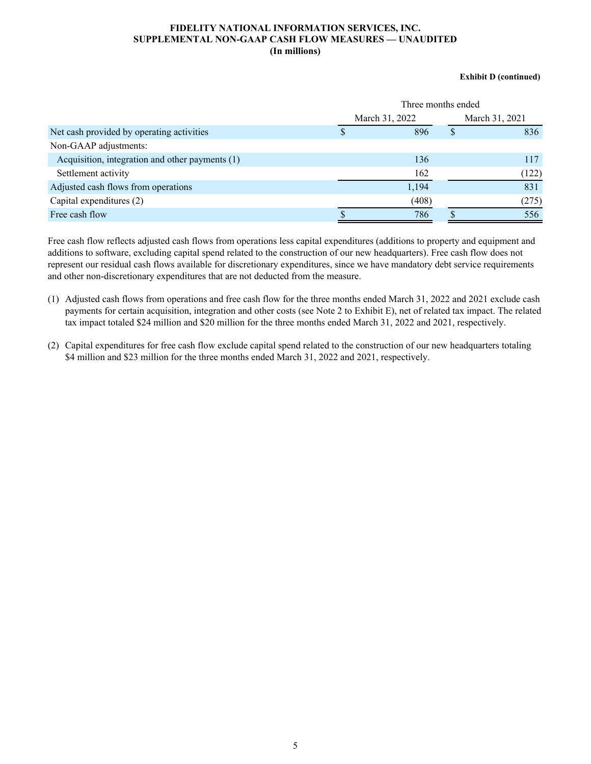**FIDELITY NATIONAL INFORMATION SERVICES, INC.**
**SUPPLEMENTAL NON-GAAP CASH FLOW MEASURES — UNAUDITED**
**(In millions)**

**Exhibit D (continued)**

| | Three months ended | |
|---|---|---|
| | March 31, 2022 | March 31, 2021 |
| Net cash provided by operating activities | $ 896 | $ 836 |
| Non-GAAP adjustments: | | |
| Acquisition, integration and other payments (1) | 136 | 117 |
| Settlement activity | 162 | (122) |
| Adjusted cash flows from operations | 1,194 | 831 |
| Capital expenditures (2) | (408) | (275) |
| Free cash flow | $ 786 | $ 556 |

Free cash flow reflects adjusted cash flows from operations less capital expenditures (additions to property and equipment and additions to software, excluding capital spend related to the construction of our new headquarters). Free cash flow does not represent our residual cash flows available for discretionary expenditures, since we have mandatory debt service requirements and other non-discretionary expenditures that are not deducted from the measure.

(1) Adjusted cash flows from operations and free cash flow for the three months ended March 31, 2022 and 2021 exclude cash payments for certain acquisition, integration and other costs (see Note 2 to Exhibit E), net of related tax impact. The related tax impact totaled $24 million and $20 million for the three months ended March 31, 2022 and 2021, respectively.

(2) Capital expenditures for free cash flow exclude capital spend related to the construction of our new headquarters totaling $4 million and $23 million for the three months ended March 31, 2022 and 2021, respectively.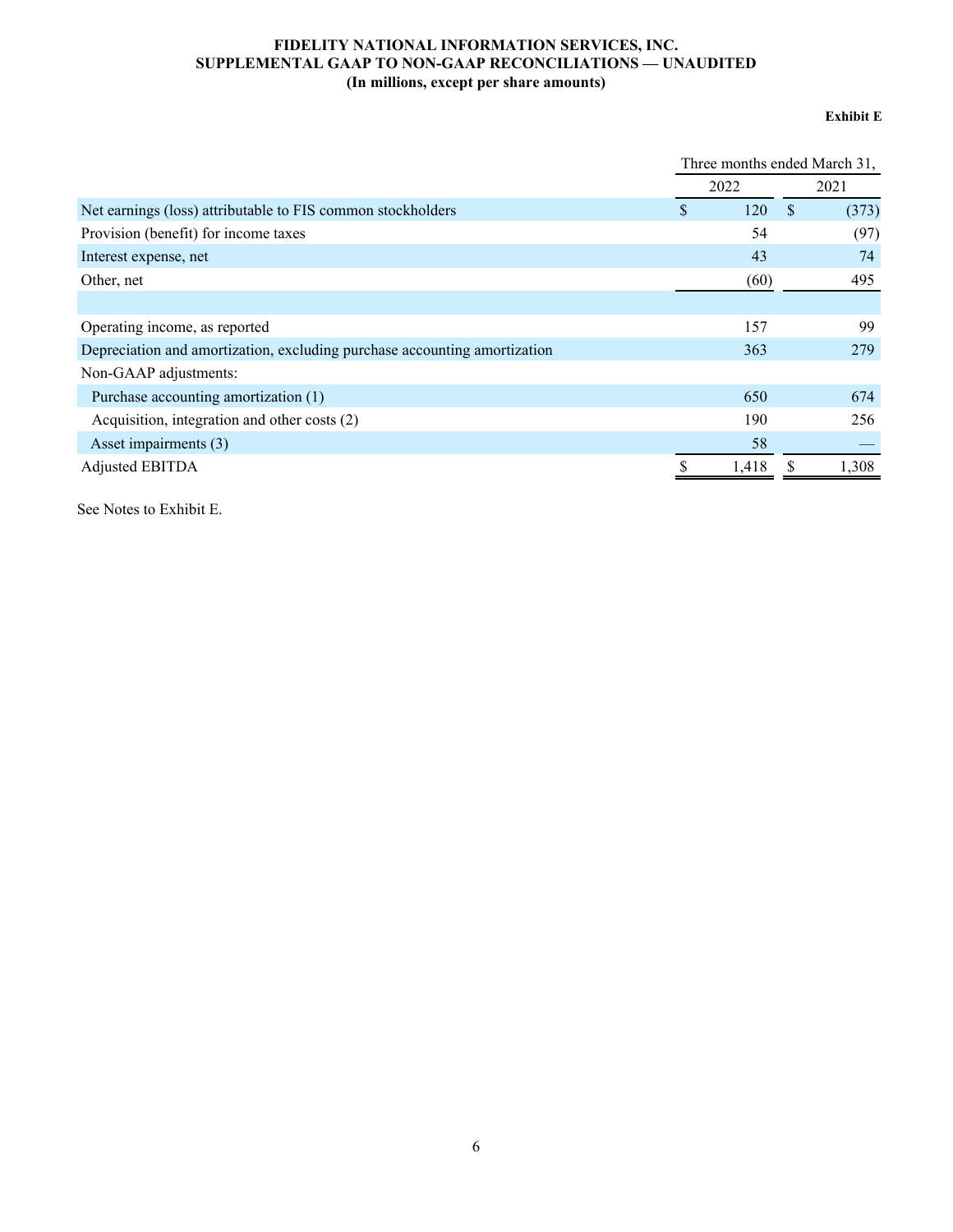**FIDELITY NATIONAL INFORMATION SERVICES, INC.**
**SUPPLEMENTAL GAAP TO NON-GAAP RECONCILIATIONS — UNAUDITED**
**(In millions, except per share amounts)**

**Exhibit E**

| | Three months ended March 31, | |
|---|---|---|
| | 2022 | 2021 |
| Net earnings (loss) attributable to FIS common stockholders | $ 120 | $ (373) |
| Provision (benefit) for income taxes | 54 | (97) |
| Interest expense, net | 43 | 74 |
| Other, net | (60) | 495 |
| | | |
| Operating income, as reported | 157 | 99 |
| Depreciation and amortization, excluding purchase accounting amortization | 363 | 279 |
| Non-GAAP adjustments: | | |
| Purchase accounting amortization (1) | 650 | 674 |
| Acquisition, integration and other costs (2) | 190 | 256 |
| Asset impairments (3) | 58 | — |
| Adjusted EBITDA | $ 1,418 | $ 1,308 |

See Notes to Exhibit E.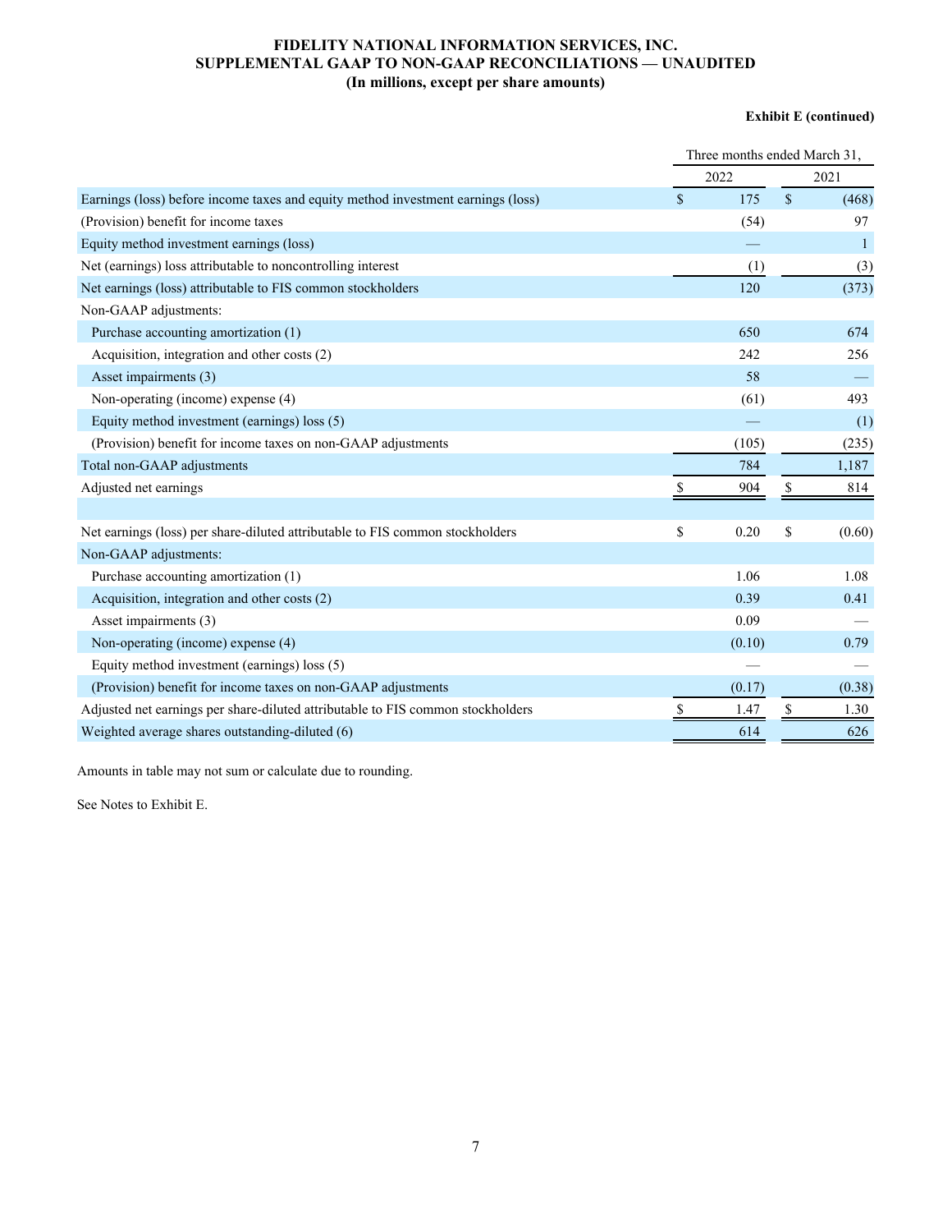**FIDELITY NATIONAL INFORMATION SERVICES, INC.**
**SUPPLEMENTAL GAAP TO NON-GAAP RECONCILIATIONS — UNAUDITED**
**(In millions, except per share amounts)**

**Exhibit E (continued)**

| | Three months ended March 31, | |
|---|---|---|
| | 2022 | 2021 |
| Earnings (loss) before income taxes and equity method investment earnings (loss) | $ 175 | $ (468) |
| (Provision) benefit for income taxes | (54) | 97 |
| Equity method investment earnings (loss) | — | 1 |
| Net (earnings) loss attributable to noncontrolling interest | (1) | (3) |
| Net earnings (loss) attributable to FIS common stockholders | 120 | (373) |
| Non-GAAP adjustments: | | |
| Purchase accounting amortization (1) | 650 | 674 |
| Acquisition, integration and other costs (2) | 242 | 256 |
| Asset impairments (3) | 58 | — |
| Non-operating (income) expense (4) | (61) | 493 |
| Equity method investment (earnings) loss (5) | — | (1) |
| (Provision) benefit for income taxes on non-GAAP adjustments | (105) | (235) |
| Total non-GAAP adjustments | 784 | 1,187 |
| Adjusted net earnings | $ 904 | $ 814 |
| | | |
| Net earnings (loss) per share-diluted attributable to FIS common stockholders | $ 0.20 | $ (0.60) |
| Non-GAAP adjustments: | | |
| Purchase accounting amortization (1) | 1.06 | 1.08 |
| Acquisition, integration and other costs (2) | 0.39 | 0.41 |
| Asset impairments (3) | 0.09 | — |
| Non-operating (income) expense (4) | (0.10) | 0.79 |
| Equity method investment (earnings) loss (5) | — | — |
| (Provision) benefit for income taxes on non-GAAP adjustments | (0.17) | (0.38) |
| Adjusted net earnings per share-diluted attributable to FIS common stockholders | $ 1.47 | $ 1.30 |
| Weighted average shares outstanding-diluted (6) | 614 | 626 |

Amounts in table may not sum or calculate due to rounding.

See Notes to Exhibit E.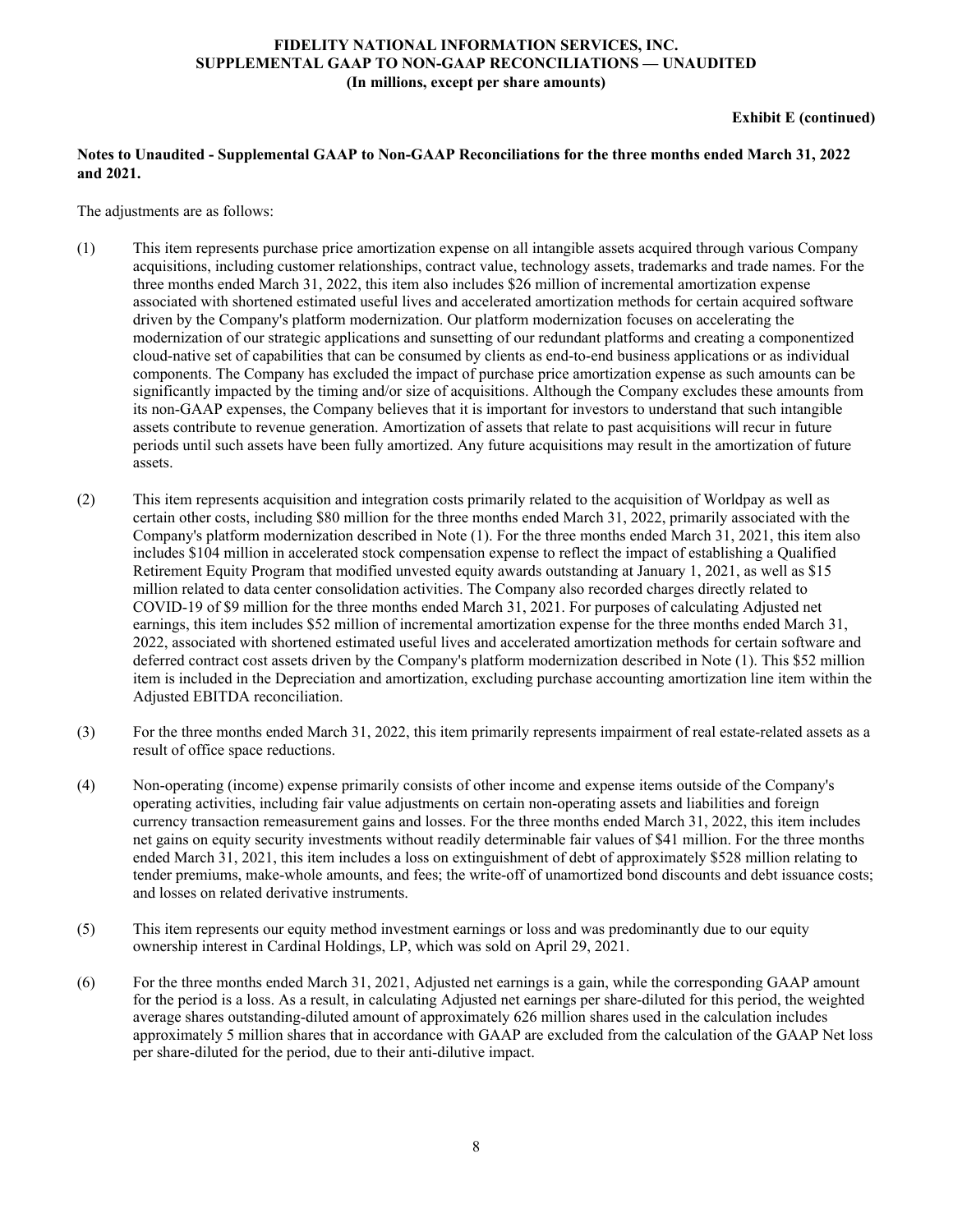**FIDELITY NATIONAL INFORMATION SERVICES, INC.**
**SUPPLEMENTAL GAAP TO NON-GAAP RECONCILIATIONS — UNAUDITED**
**(In millions, except per share amounts)**

**Exhibit E (continued)**

**Notes to Unaudited - Supplemental GAAP to Non-GAAP Reconciliations for the three months ended March 31, 2022 and 2021.**

The adjustments are as follows:

(1) This item represents purchase price amortization expense on all intangible assets acquired through various Company acquisitions, including customer relationships, contract value, technology assets, trademarks and trade names. For the three months ended March 31, 2022, this item also includes $26 million of incremental amortization expense associated with shortened estimated useful lives and accelerated amortization methods for certain acquired software driven by the Company's platform modernization. Our platform modernization focuses on accelerating the modernization of our strategic applications and sunsetting of our redundant platforms and creating a componentized cloud-native set of capabilities that can be consumed by clients as end-to-end business applications or as individual components. The Company has excluded the impact of purchase price amortization expense as such amounts can be significantly impacted by the timing and/or size of acquisitions. Although the Company excludes these amounts from its non-GAAP expenses, the Company believes that it is important for investors to understand that such intangible assets contribute to revenue generation. Amortization of assets that relate to past acquisitions will recur in future periods until such assets have been fully amortized. Any future acquisitions may result in the amortization of future assets.

(2) This item represents acquisition and integration costs primarily related to the acquisition of Worldpay as well as certain other costs, including $80 million for the three months ended March 31, 2022, primarily associated with the Company's platform modernization described in Note (1). For the three months ended March 31, 2021, this item also includes $104 million in accelerated stock compensation expense to reflect the impact of establishing a Qualified Retirement Equity Program that modified unvested equity awards outstanding at January 1, 2021, as well as $15 million related to data center consolidation activities. The Company also recorded charges directly related to COVID-19 of $9 million for the three months ended March 31, 2021. For purposes of calculating Adjusted net earnings, this item includes $52 million of incremental amortization expense for the three months ended March 31, 2022, associated with shortened estimated useful lives and accelerated amortization methods for certain software and deferred contract cost assets driven by the Company's platform modernization described in Note (1). This $52 million item is included in the Depreciation and amortization, excluding purchase accounting amortization line item within the Adjusted EBITDA reconciliation.

(3) For the three months ended March 31, 2022, this item primarily represents impairment of real estate-related assets as a result of office space reductions.

(4) Non-operating (income) expense primarily consists of other income and expense items outside of the Company's operating activities, including fair value adjustments on certain non-operating assets and liabilities and foreign currency transaction remeasurement gains and losses. For the three months ended March 31, 2022, this item includes net gains on equity security investments without readily determinable fair values of $41 million. For the three months ended March 31, 2021, this item includes a loss on extinguishment of debt of approximately $528 million relating to tender premiums, make-whole amounts, and fees; the write-off of unamortized bond discounts and debt issuance costs; and losses on related derivative instruments.

(5) This item represents our equity method investment earnings or loss and was predominantly due to our equity ownership interest in Cardinal Holdings, LP, which was sold on April 29, 2021.

(6) For the three months ended March 31, 2021, Adjusted net earnings is a gain, while the corresponding GAAP amount for the period is a loss. As a result, in calculating Adjusted net earnings per share-diluted for this period, the weighted average shares outstanding-diluted amount of approximately 626 million shares used in the calculation includes approximately 5 million shares that in accordance with GAAP are excluded from the calculation of the GAAP Net loss per share-diluted for the period, due to their anti-dilutive impact.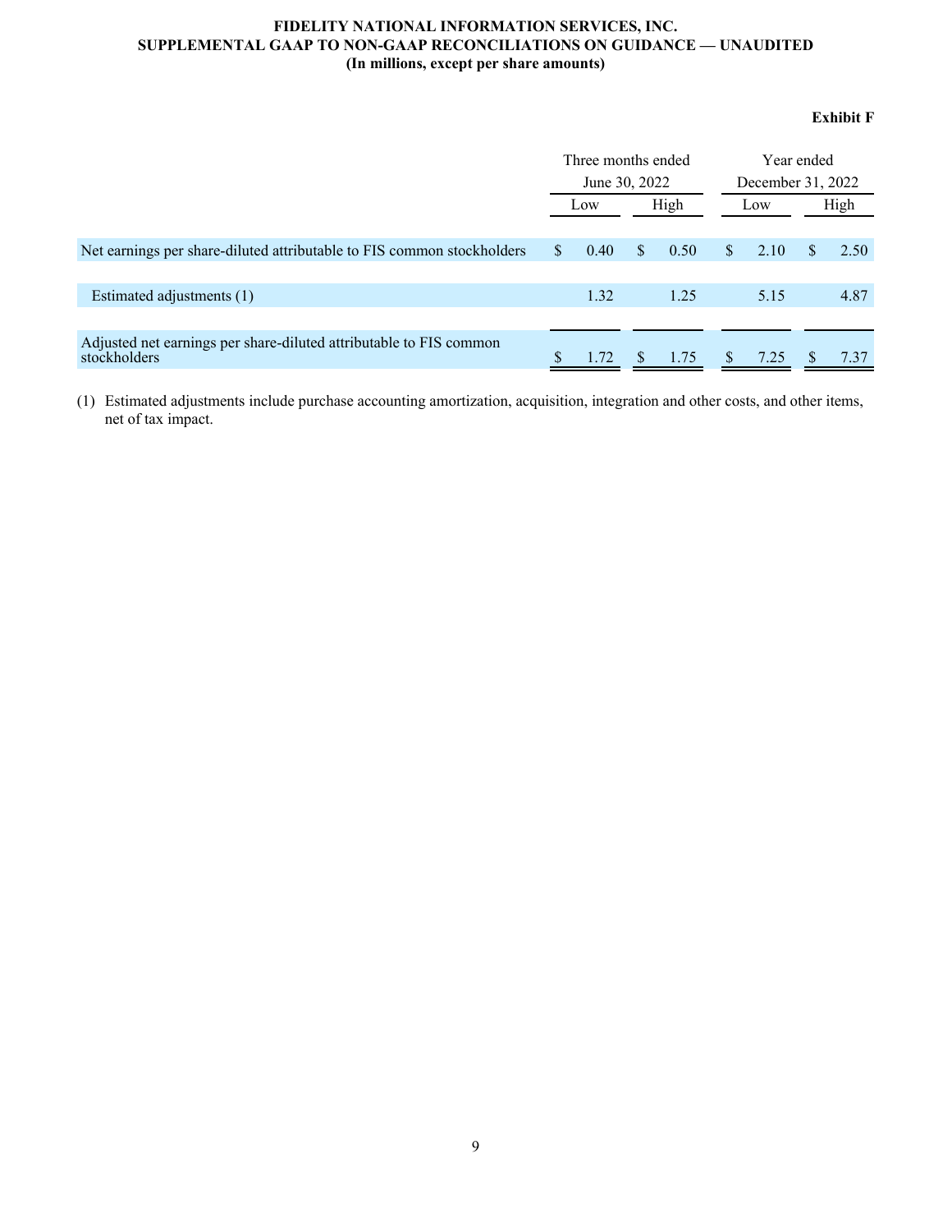**FIDELITY NATIONAL INFORMATION SERVICES, INC.**
**SUPPLEMENTAL GAAP TO NON-GAAP RECONCILIATIONS ON GUIDANCE — UNAUDITED**
**(In millions, except per share amounts)**

**Exhibit F**

| | Three months ended June 30, 2022 | | Year ended December 31, 2022 | |
|---|---|---|---|---|
| | Low | High | Low | High |
| Net earnings per share-diluted attributable to FIS common stockholders | $ 0.40 | $ 0.50 | $ 2.10 | $ 2.50 |
| Estimated adjustments (1) | 1.32 | 1.25 | 5.15 | 4.87 |
| Adjusted net earnings per share-diluted attributable to FIS common stockholders | $ 1.72 | $ 1.75 | $ 7.25 | $ 7.37 |

(1) Estimated adjustments include purchase accounting amortization, acquisition, integration and other costs, and other items, net of tax impact.